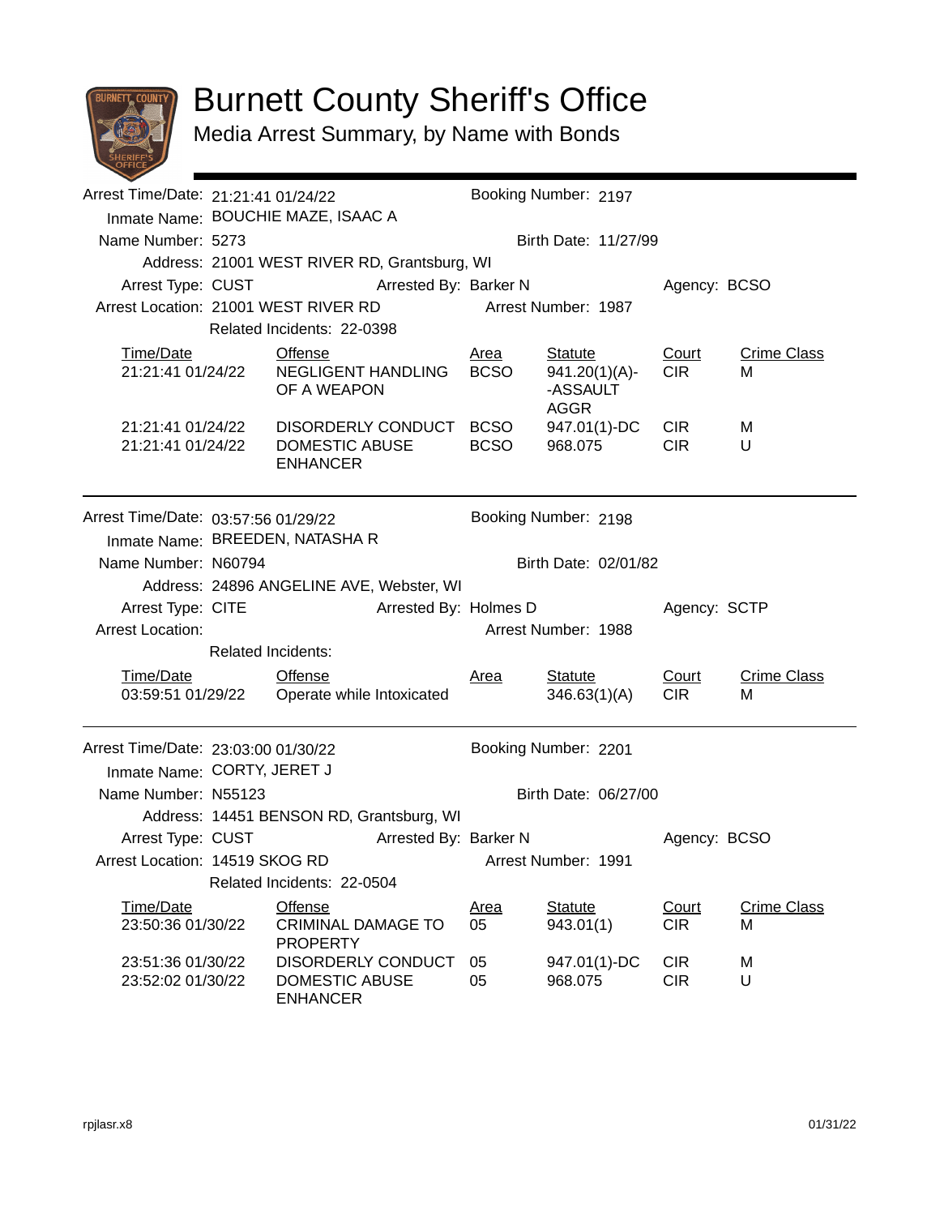# Burnett County Sheriff's Office

## Media Arrest Summary, by Name with Bonds

---

Arrest Time/Date: 21:21:41 01/24/22 Booking Number: 2197

Inmate Name: BOUCHIE MAZE, ISAAC A

Name Number: 5273 Birth Date: 11/27/99

Address: 21001 WEST RIVER RD, Grantsburg, WI

Arrest Type: CUST Arrested By: Barker N Agency: BCSO

Arrest Location: 21001 WEST RIVER RD Arrest Number: 1987

Related Incidents: 22-0398

| Time/Date | Offense | Area | Statute | Court | Crime Class |
|---|---|---|---|---|---|
| 21:21:41 01/24/22 | NEGLIGENT HANDLING OF A WEAPON | BCSO | 941.20(1)(A)--ASSAULT AGGR | CIR | M |
| 21:21:41 01/24/22 | DISORDERLY CONDUCT | BCSO | 947.01(1)-DC | CIR | M |
| 21:21:41 01/24/22 | DOMESTIC ABUSE ENHANCER | BCSO | 968.075 | CIR | U |

---

Arrest Time/Date: 03:57:56 01/29/22 Booking Number: 2198

Inmate Name: BREEDEN, NATASHA R

Name Number: N60794 Birth Date: 02/01/82

Address: 24896 ANGELINE AVE, Webster, WI

Arrest Type: CITE Arrested By: Holmes D Agency: SCTP

Arrest Location: Arrest Number: 1988

Related Incidents:

| Time/Date | Offense | Area | Statute | Court | Crime Class |
|---|---|---|---|---|---|
| 03:59:51 01/29/22 | Operate while Intoxicated | | 346.63(1)(A) | CIR | M |

---

Arrest Time/Date: 23:03:00 01/30/22 Booking Number: 2201

Inmate Name: CORTY, JERET J

Name Number: N55123 Birth Date: 06/27/00

Address: 14451 BENSON RD, Grantsburg, WI

Arrest Type: CUST Arrested By: Barker N Agency: BCSO

Arrest Location: 14519 SKOG RD Arrest Number: 1991

Related Incidents: 22-0504

| Time/Date | Offense | Area | Statute | Court | Crime Class |
|---|---|---|---|---|---|
| 23:50:36 01/30/22 | CRIMINAL DAMAGE TO PROPERTY | 05 | 943.01(1) | CIR | M |
| 23:51:36 01/30/22 | DISORDERLY CONDUCT | 05 | 947.01(1)-DC | CIR | M |
| 23:52:02 01/30/22 | DOMESTIC ABUSE ENHANCER | 05 | 968.075 | CIR | U |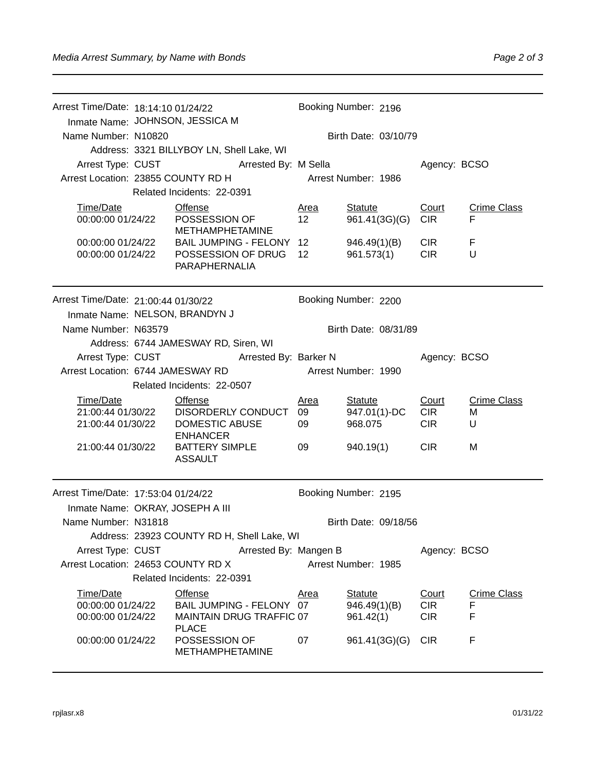Arrest Time/Date: 18:14:10 01/24/22 — Booking Number: 2196
Inmate Name: JOHNSON, JESSICA M
Name Number: N10820 — Birth Date: 03/10/79
Address: 3321 BILLYBOY LN, Shell Lake, WI
Arrest Type: CUST — Arrested By: M Sella — Agency: BCSO
Arrest Location: 23855 COUNTY RD H — Arrest Number: 1986
Related Incidents: 22-0391

| Time/Date | Offense | Area | Statute | Court | Crime Class |
|---|---|---|---|---|---|
| 00:00:00 01/24/22 | POSSESSION OF METHAMPHETAMINE | 12 | 961.41(3G)(G) | CIR | F |
| 00:00:00 01/24/22 | BAIL JUMPING - FELONY | 12 | 946.49(1)(B) | CIR | F |
| 00:00:00 01/24/22 | POSSESSION OF DRUG PARAPHERNALIA | 12 | 961.573(1) | CIR | U |

---

Arrest Time/Date: 21:00:44 01/30/22 — Booking Number: 2200
Inmate Name: NELSON, BRANDYN J
Name Number: N63579 — Birth Date: 08/31/89
Address: 6744 JAMESWAY RD, Siren, WI
Arrest Type: CUST — Arrested By: Barker N — Agency: BCSO
Arrest Location: 6744 JAMESWAY RD — Arrest Number: 1990
Related Incidents: 22-0507

| Time/Date | Offense | Area | Statute | Court | Crime Class |
|---|---|---|---|---|---|
| 21:00:44 01/30/22 | DISORDERLY CONDUCT | 09 | 947.01(1)-DC | CIR | M |
| 21:00:44 01/30/22 | DOMESTIC ABUSE ENHANCER | 09 | 968.075 | CIR | U |
| 21:00:44 01/30/22 | BATTERY SIMPLE ASSAULT | 09 | 940.19(1) | CIR | M |

---

Arrest Time/Date: 17:53:04 01/24/22 — Booking Number: 2195
Inmate Name: OKRAY, JOSEPH A III
Name Number: N31818 — Birth Date: 09/18/56
Address: 23923 COUNTY RD H, Shell Lake, WI
Arrest Type: CUST — Arrested By: Mangen B — Agency: BCSO
Arrest Location: 24653 COUNTY RD X — Arrest Number: 1985
Related Incidents: 22-0391

| Time/Date | Offense | Area | Statute | Court | Crime Class |
|---|---|---|---|---|---|
| 00:00:00 01/24/22 | BAIL JUMPING - FELONY | 07 | 946.49(1)(B) | CIR | F |
| 00:00:00 01/24/22 | MAINTAIN DRUG TRAFFIC PLACE | 07 | 961.42(1) | CIR | F |
| 00:00:00 01/24/22 | POSSESSION OF METHAMPHETAMINE | 07 | 961.41(3G)(G) | CIR | F |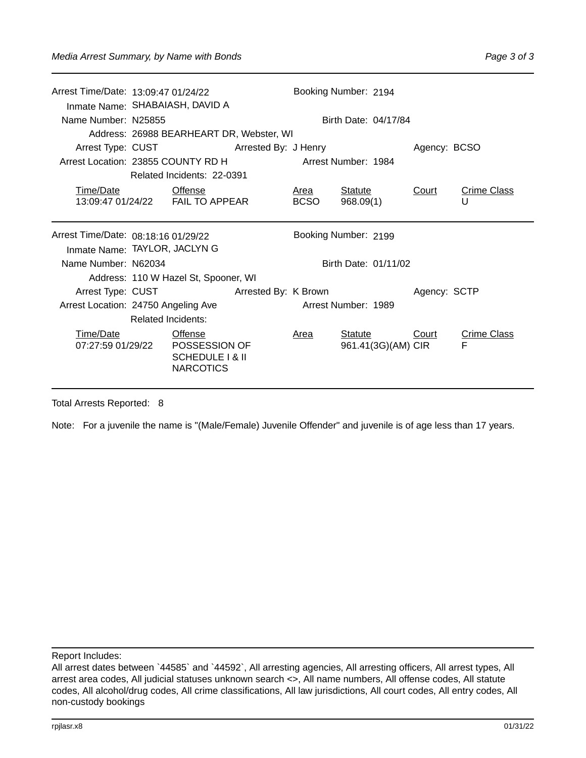Arrest Time/Date: 13:09:47 01/24/22 | Booking Number: 2194
Inmate Name: SHABAIASH, DAVID A
Name Number: N25855 | Birth Date: 04/17/84
Address: 26988 BEARHEART DR, Webster, WI
Arrest Type: CUST | Arrested By: J Henry | Agency: BCSO
Arrest Location: 23855 COUNTY RD H | Arrest Number: 1984
Related Incidents: 22-0391

| Time/Date | Offense | Area | Statute | Court | Crime Class |
|---|---|---|---|---|---|
| 13:09:47 01/24/22 | FAIL TO APPEAR | BCSO | 968.09(1) | | U |

---

Arrest Time/Date: 08:18:16 01/29/22 | Booking Number: 2199
Inmate Name: TAYLOR, JACLYN G
Name Number: N62034 | Birth Date: 01/11/02
Address: 110 W Hazel St, Spooner, WI
Arrest Type: CUST | Arrested By: K Brown | Agency: SCTP
Arrest Location: 24750 Angeling Ave | Arrest Number: 1989
Related Incidents:

| Time/Date | Offense | Area | Statute | Court | Crime Class |
|---|---|---|---|---|---|
| 07:27:59 01/29/22 | POSSESSION OF SCHEDULE I & II NARCOTICS | | 961.41(3G)(AM) | CIR | F |

---

Total Arrests Reported: 8

Note: For a juvenile the name is "(Male/Female) Juvenile Offender" and juvenile is of age less than 17 years.

Report Includes:
All arrest dates between `44585` and `44592`, All arresting agencies, All arresting officers, All arrest types, All arrest area codes, All judicial statuses unknown search <>, All name numbers, All offense codes, All statute codes, All alcohol/drug codes, All crime classifications, All law jurisdictions, All court codes, All entry codes, All non-custody bookings

rpjlasr.x8 01/31/22